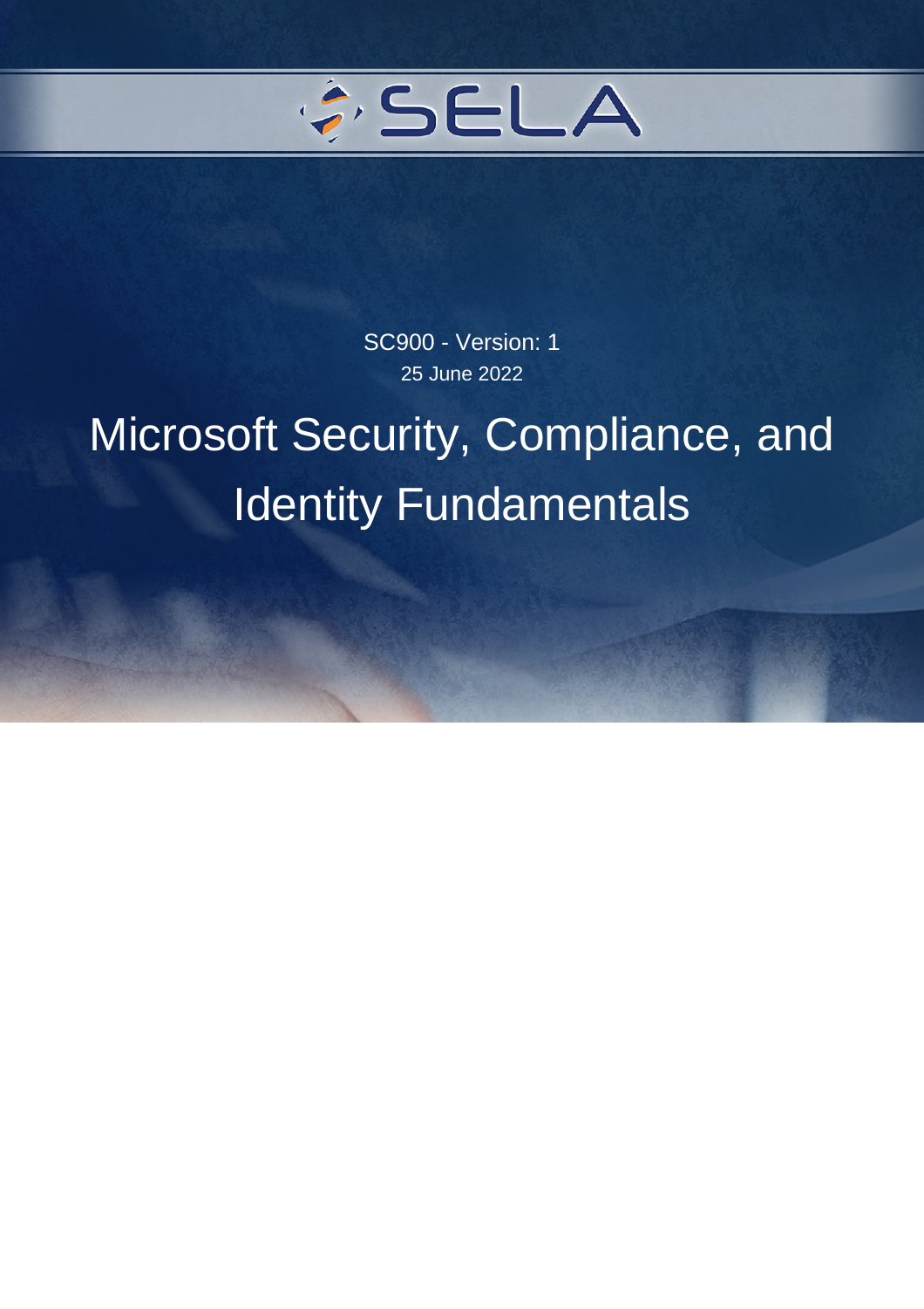SELA

SC900 - Version: 1

25 June 2022

# Microsoft Security, Compliance, and Identity Fundamentals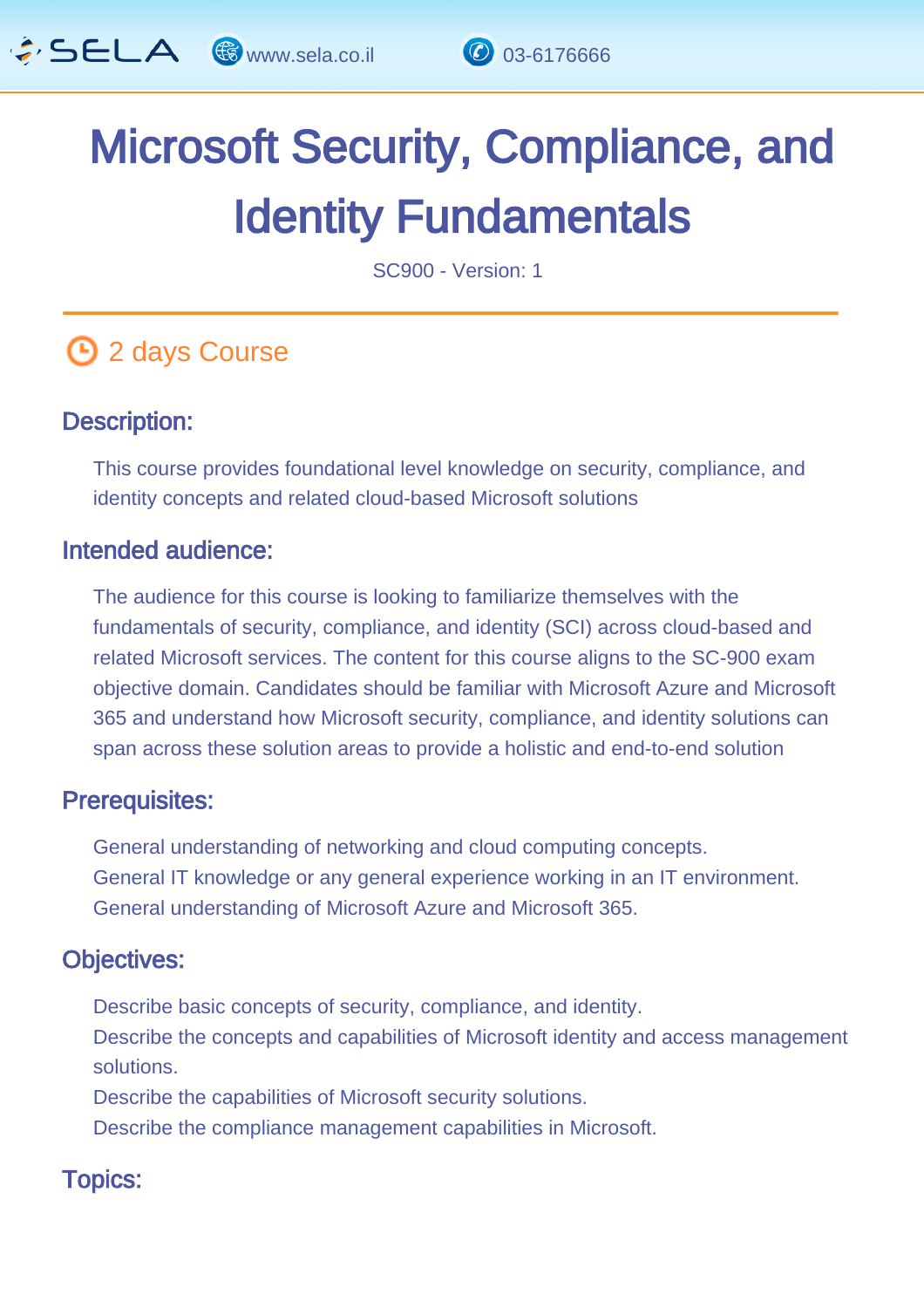# Microsoft Security, Compliance, and Identity Fundamentals

SC900 - Version: 1

## 2 days Course

### Description:

This course provides foundational level knowledge on security, compliance, and identity concepts and related cloud-based Microsoft solutions

### Intended audience:

The audience for this course is looking to familiarize themselves with the fundamentals of security, compliance, and identity (SCI) across cloud-based and related Microsoft services. The content for this course aligns to the SC-900 exam objective domain. Candidates should be familiar with Microsoft Azure and Microsoft 365 and understand how Microsoft security, compliance, and identity solutions can span across these solution areas to provide a holistic and end-to-end solution

### Prerequisites:

General understanding of networking and cloud computing concepts.
General IT knowledge or any general experience working in an IT environment.
General understanding of Microsoft Azure and Microsoft 365.

### Objectives:

Describe basic concepts of security, compliance, and identity.
Describe the concepts and capabilities of Microsoft identity and access management solutions.
Describe the capabilities of Microsoft security solutions.
Describe the compliance management capabilities in Microsoft.

### Topics: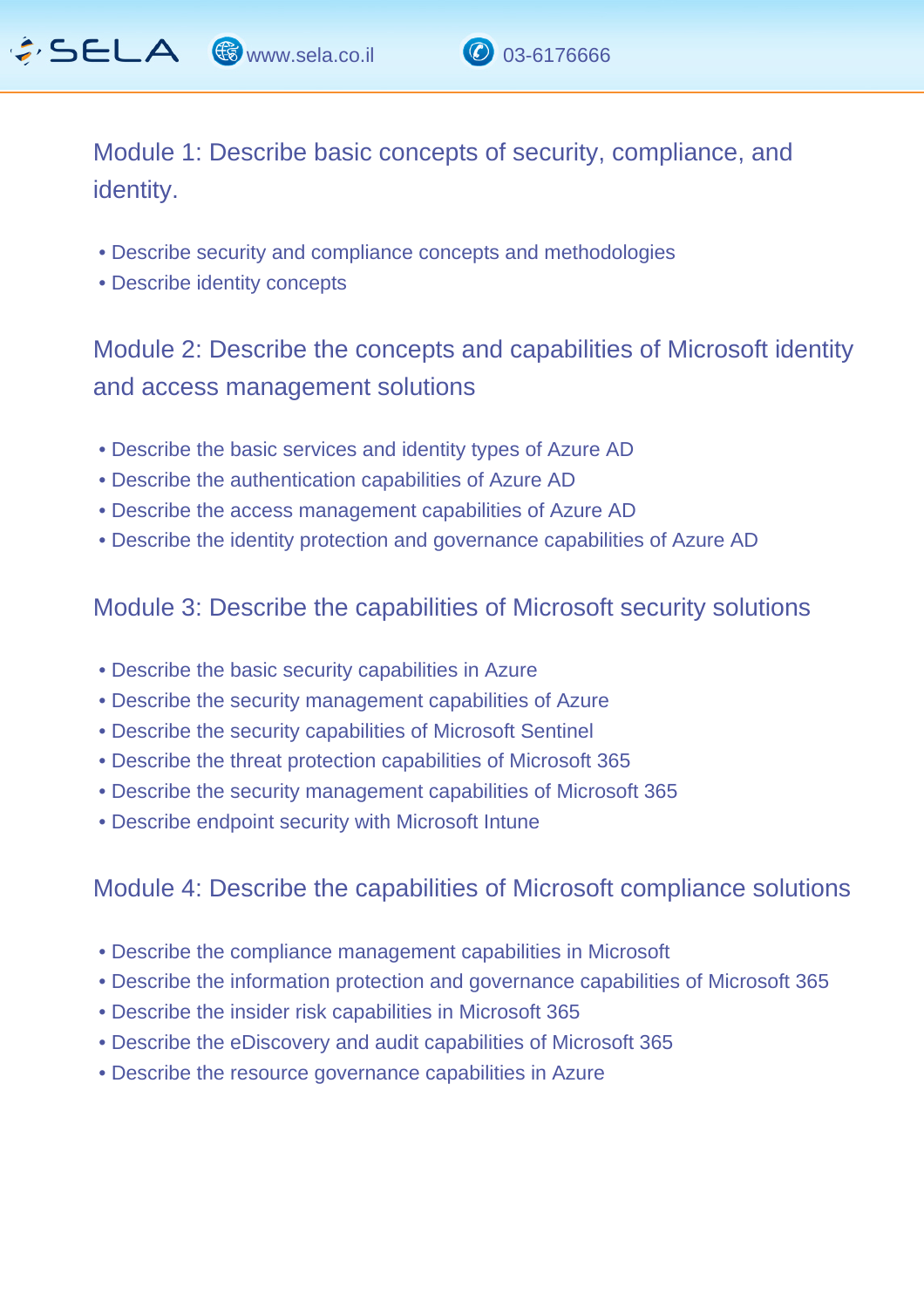## Module 1: Describe basic concepts of security, compliance, and identity.

- Describe security and compliance concepts and methodologies
- Describe identity concepts

## Module 2: Describe the concepts and capabilities of Microsoft identity and access management solutions

- Describe the basic services and identity types of Azure AD
- Describe the authentication capabilities of Azure AD
- Describe the access management capabilities of Azure AD
- Describe the identity protection and governance capabilities of Azure AD

## Module 3: Describe the capabilities of Microsoft security solutions

- Describe the basic security capabilities in Azure
- Describe the security management capabilities of Azure
- Describe the security capabilities of Microsoft Sentinel
- Describe the threat protection capabilities of Microsoft 365
- Describe the security management capabilities of Microsoft 365
- Describe endpoint security with Microsoft Intune

## Module 4: Describe the capabilities of Microsoft compliance solutions

- Describe the compliance management capabilities in Microsoft
- Describe the information protection and governance capabilities of Microsoft 365
- Describe the insider risk capabilities in Microsoft 365
- Describe the eDiscovery and audit capabilities of Microsoft 365
- Describe the resource governance capabilities in Azure